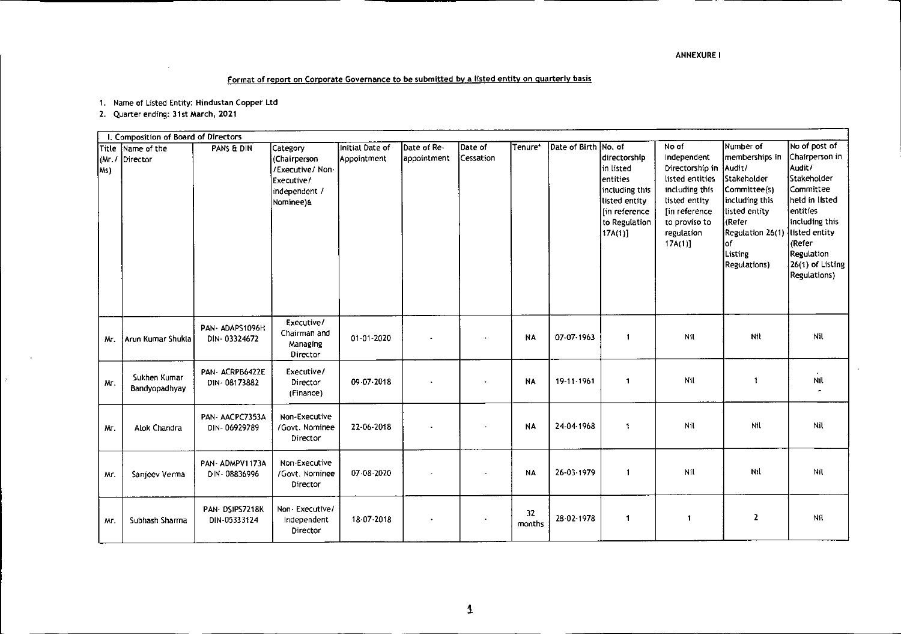ANNEXURE I

**Format of report on Corporate Governance to be submitted by a listed entity on quarterly basis**

1. Name of Listed Entity: Hindustan Copper Ltd
2. Quarter ending: 31st March, 2021

| I. Composition of Board of Directors | | | | | | | | | | | | |
|---|---|---|---|---|---|---|---|---|---|---|---|---|
| Title (Mr./ Ms) | Name of the Director | PANS & DIN | Category (Chairperson /Executive/ Non-Executive/ independent / Nominee)& | Initial Date of Appointment | Date of Re-appointment | Date of Cessation | Tenure* | Date of Birth | No. of directorship in listed entities including this listed entity [in reference to Regulation 17A(1)] | No of Independent Directorship in listed entities including this listed entity [in reference to proviso to regulation 17A(1)] | Number of memberships in Audit/ Stakeholder Committee(s) including this listed entity (Refer Regulation 26(1) of Listing Regulations) | No of post of Chairperson in Audit/ Stakeholder Committee held in listed entities including this listed entity (Refer Regulation 26(1) of Listing Regulations) |
| Mr. | Arun Kumar Shukla | PAN- ADAPS1096H DIN- 03324672 | Executive/ Chairman and Managing Director | 01-01-2020 | - | - | NA | 07-07-1963 | 1 | Nil | Nil | Nil |
| Mr. | Sukhen Kumar Bandyopadhyay | PAN- ACRPB6422E DIN- 08173882 | Executive/ Director (Finance) | 09-07-2018 | - | - | NA | 19-11-1961 | 1 | Nil | 1 | Nil |
| Mr. | Alok Chandra | PAN- AACPC7353A DIN- 06929789 | Non-Executive /Govt. Nominee Director | 22-06-2018 | - | - | NA | 24-04-1968 | 1 | Nil | Nil | Nil |
| Mr. | Sanjeev Verma | PAN- ADMPV1173A DIN- 08836996 | Non-Executive /Govt. Nominee Director | 07-08-2020 | - | - | NA | 26-03-1979 | 1 | Nil | Nil | Nil |
| Mr. | Subhash Sharma | PAN- DSIPS7218K DIN-05333124 | Non- Executive/ Independent Director | 18-07-2018 | - | - | 32 months | 28-02-1978 | 1 | 1 | 2 | Nil |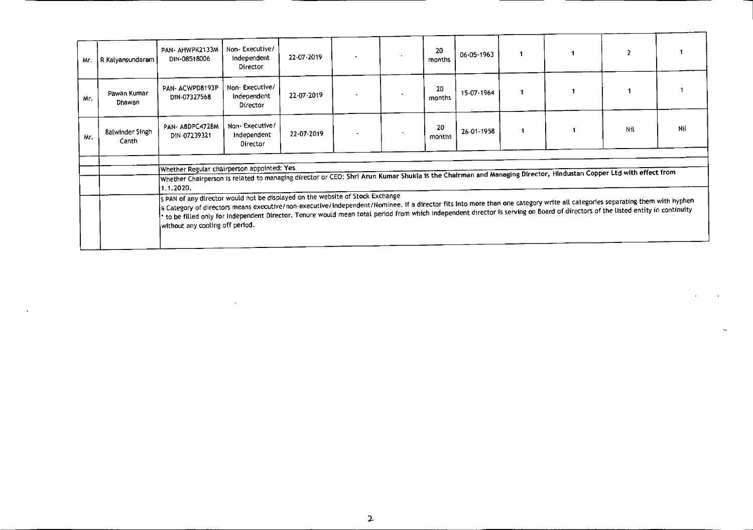| | | | | | | | | | | | | | |
|---|---|---|---|---|---|---|---|---|---|---|---|---|---|
| Mr. | R Kalyansundaram | PAN- AHWPK2133M DIN-08518006 | Non- Executive/ Independent Director | 22-07-2019 | - | - | 20 months | 06-05-1963 | 1 | 1 | 2 | 1 |
| Mr. | Pawan Kumar Dhawan | PAN- ACWPD8193P DIN-07327568 | Non- Executive/ Independent Director | 22-07-2019 | - | - | 20 months | 15-07-1964 | 1 | 1 | 1 | 1 |
| Mr. | Balwinder Singh Canth | PAN- ABDPC4728M DIN-07239321 | Non- Executive/ Independent Director | 22-07-2019 | - | - | 20 months | 26-01-1958 | 1 | 1 | Nil | Nil |

Whether Regular chairperson appointed: Yes

Whether Chairperson is related to managing director or CEO: Shri Arun Kumar Shukla is the Chairman and Managing Director, Hindustan Copper Ltd with effect from 1.1.2020.

$ PAN of any director would not be displayed on the website of Stock Exchange

& Category of directors means executive/non-executive/independent/Nominee. if a director fits into more than one category write all categories separating them with hyphen

* to be filled only for Independent Director. Tenure would mean total period from which Independent director is serving on Board of directors of the listed entity in continuity without any cooling off period.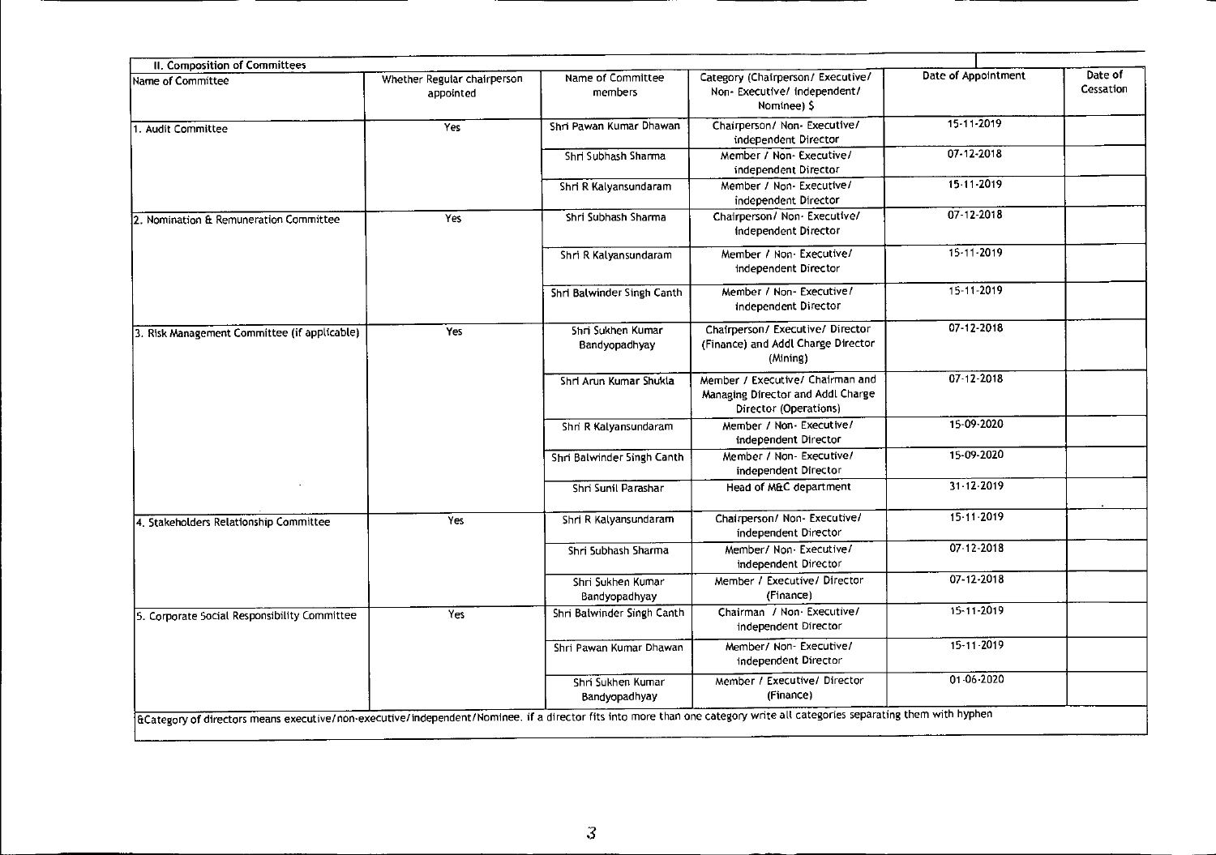| II. Composition of Committees | | | | | |
|---|---|---|---|---|---|
| Name of Committee | Whether Regular chairperson appointed | Name of Committee members | Category (Chairperson/ Executive/ Non- Executive/ independent/ Nominee) $ | Date of Appointment | Date of Cessation |
| 1. Audit Committee | Yes | Shri Pawan Kumar Dhawan | Chairperson/ Non- Executive/ independent Director | 15-11-2019 | |
| | | Shri Subhash Sharma | Member / Non- Executive/ independent Director | 07-12-2018 | |
| | | Shri R Kalyansundaram | Member / Non- Executive/ independent Director | 15-11-2019 | |
| 2. Nomination & Remuneration Committee | Yes | Shri Subhash Sharma | Chairperson/ Non- Executive/ independent Director | 07-12-2018 | |
| | | Shri R Kalyansundaram | Member / Non- Executive/ independent Director | 15-11-2019 | |
| | | Shri Balwinder Singh Canth | Member / Non- Executive/ independent Director | 15-11-2019 | |
| 3. Risk Management Committee (if applicable) | Yes | Shri Sukhen Kumar Bandyopadhyay | Chairperson/ Executive/ Director (Finance) and Addl Charge Director (Mining) | 07-12-2018 | |
| | | Shri Arun Kumar Shukla | Member / Executive/ Chairman and Managing Director and Addl Charge Director (Operations) | 07-12-2018 | |
| | | Shri R Kalyansundaram | Member / Non- Executive/ independent Director | 15-09-2020 | |
| | | Shri Balwinder Singh Canth | Member / Non- Executive/ independent Director | 15-09-2020 | |
| | | Shri Sunil Parashar | Head of M&C department | 31-12-2019 | |
| 4. Stakeholders Relationship Committee | Yes | Shri R Kalyansundaram | Chairperson/ Non- Executive/ independent Director | 15-11-2019 | |
| | | Shri Subhash Sharma | Member/ Non- Executive/ independent Director | 07-12-2018 | |
| | | Shri Sukhen Kumar Bandyopadhyay | Member / Executive/ Director (Finance) | 07-12-2018 | |
| 5. Corporate Social Responsibility Committee | Yes | Shri Balwinder Singh Canth | Chairman / Non- Executive/ independent Director | 15-11-2019 | |
| | | Shri Pawan Kumar Dhawan | Member/ Non- Executive/ independent Director | 15-11-2019 | |
| | | Shri Sukhen Kumar Bandyopadhyay | Member / Executive/ Director (Finance) | 01-06-2020 | |

&Category of directors means executive/non-executive/independent/Nominee. if a director fits into more than one category write all categories separating them with hyphen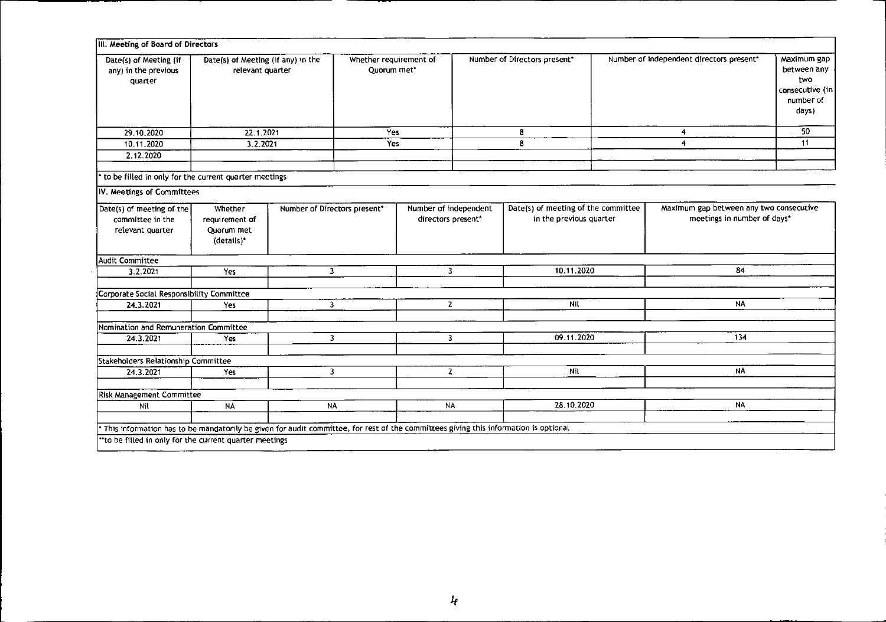## III. Meeting of Board of Directors

| Date(s) of Meeting (if any) in the previous quarter | Date(s) of Meeting (if any) in the relevant quarter | Whether requirement of Quorum met* | Number of Directors present* | Number of independent directors present* | Maximum gap between any two consecutive (in number of days) |
|---|---|---|---|---|---|
| 29.10.2020 | 22.1.2021 | Yes | 8 | 4 | 50 |
| 10.11.2020 | 3.2.2021 | Yes | 8 | 4 | 11 |
| 2.12.2020 | | | | | |
| | | | | | |

* to be filled in only for the current quarter meetings

## IV. Meetings of Committees

| Date(s) of meeting of the committee in the relevant quarter | Whether requirement of Quorum met (details)* | Number of Directors present* | Number of independent directors present* | Date(s) of meeting of the committee in the previous quarter | Maximum gap between any two consecutive meetings in number of days* |
|---|---|---|---|---|---|
| **Audit Committee** | | | | | |
| 3.2.2021 | Yes | 3 | 3 | 10.11.2020 | 84 |
| | | | | | |
| **Corporate Social Responsibility Committee** | | | | | |
| 24.3.2021 | Yes | 3 | 2 | Nil | NA |
| | | | | | |
| **Nomination and Remuneration Committee** | | | | | |
| 24.3.2021 | Yes | 3 | 3 | 09.11.2020 | 134 |
| | | | | | |
| **Stakeholders Relationship Committee** | | | | | |
| 24.3.2021 | Yes | 3 | 2 | Nil | NA |
| | | | | | |
| **Risk Management Committee** | | | | | |
| Nil | NA | NA | NA | 28.10.2020 | NA |
| | | | | | |

* This information has to be mandatorily be given for audit committee, for rest of the committees giving this information is optional

**to be filled in only for the current quarter meetings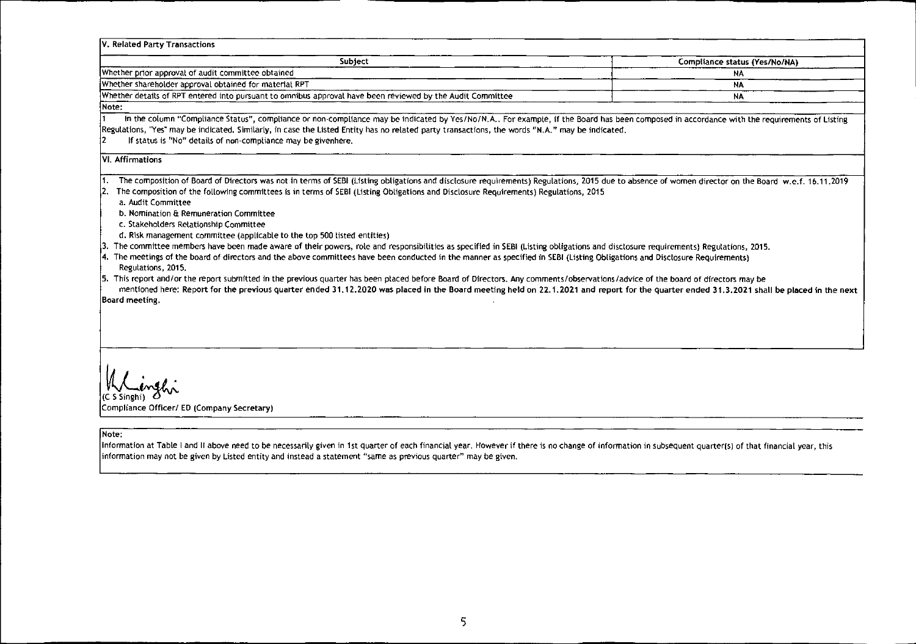## V. Related Party Transactions

| Subject | Compliance status (Yes/No/NA) |
|---|---|
| Whether prior approval of audit committee obtained | NA |
| Whether shareholder approval obtained for material RPT | NA |
| Whether details of RPT entered into pursuant to omnibus approval have been reviewed by the Audit Committee | NA |

**Note:**

1 In the column "Compliance Status", compliance or non-compliance may be indicated by Yes/No/N.A.. For example, if the Board has been composed in accordance with the requirements of Listing Regulations, "Yes" may be indicated. Similarly, in case the Listed Entity has no related party transactions, the words "N.A." may be indicated.

2 If status is "No" details of non-compliance may be givenhere.

## VI. Affirmations

1. The composition of Board of Directors was not in terms of SEBI (Listing obligations and disclosure requirements) Regulations, 2015 due to absence of women director on the Board w.e.f. 16.11.2019
2. The composition of the following committees is in terms of SEBI (Listing Obligations and Disclosure Requirements) Regulations, 2015
   a. Audit Committee
   b. Nomination & Remuneration Committee
   c. Stakeholders Relationship Committee
   d. Risk management committee (applicable to the top 500 listed entities)
3. The committee members have been made aware of their powers, role and responsibilities as specified in SEBI (Listing obligations and disclosure requirements) Regulations, 2015.
4. The meetings of the board of directors and the above committees have been conducted in the manner as specified in SEBI (Listing Obligations and Disclosure Requirements) Regulations, 2015.
5. This report and/or the report submitted in the previous quarter has been placed before Board of Directors. Any comments/observations/advice of the board of directors may be mentioned here: Report for the previous quarter ended 31.12.2020 was placed in the Board meeting held on 22.1.2021 and report for the quarter ended 31.3.2021 shall be placed in the next Board meeting.

(C S Singhi)
Compliance Officer/ ED (Company Secretary)

**Note:**

Information at Table I and II above need to be necessarily given in 1st quarter of each financial year. However if there is no change of information in subsequent quarter(s) of that financial year, this information may not be given by Listed entity and instead a statement "same as previous quarter" may be given.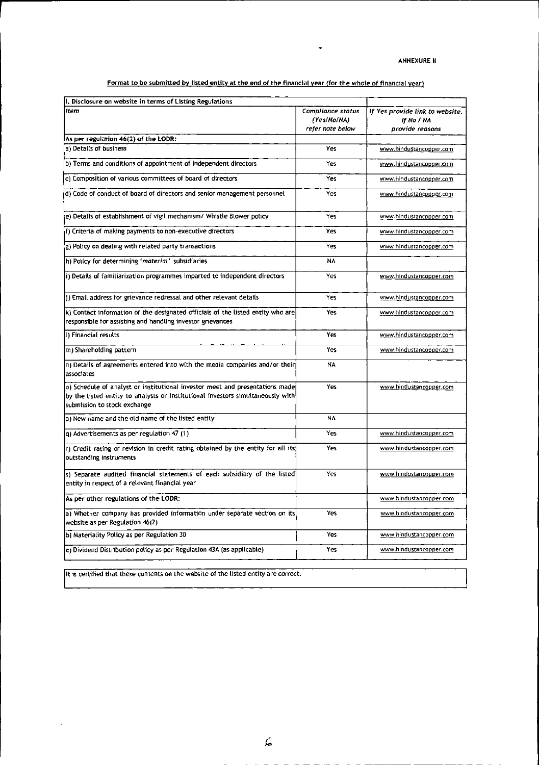ANNEXURE II

**Format to be submitted by listed entity at the end of the financial year (for the whole of financial year)**

| I. Disclosure on website in terms of Listing Regulations | | |
|---|---|---|
| *Item* | *Compliance status (Yes/No/NA) refer note below* | *If Yes provide link to website. If No / NA provide reasons* |
| As per regulation 46(2) of the LODR: | | |
| a) Details of business | Yes | www.hindustancopper.com |
| b) Terms and conditions of appointment of independent directors | Yes | www.hindustancopper.com |
| c) Composition of various committees of board of directors | Yes | www.hindustancopper.com |
| d) Code of conduct of board of directors and senior management personnel | Yes | www.hindustancopper.com |
| e) Details of establishment of vigil mechanism/ Whistle Blower policy | Yes | www.hindustancopper.com |
| f) Criteria of making payments to non-executive directors | Yes | www.hindustancopper.com |
| g) Policy on dealing with related party transactions | Yes | www.hindustancopper.com |
| h) Policy for determining '*material*' subsidiaries | NA | |
| i) Details of familiarization programmes imparted to independent directors | Yes | www.hindustancopper.com |
| j) Email address for grievance redressal and other relevant details | Yes | www.hindustancopper.com |
| k) Contact information of the designated officials of the listed entity who are responsible for assisting and handling investor grievances | Yes | www.hindustancopper.com |
| l) Financial results | Yes | www.hindustancopper.com |
| m) Shareholding pattern | Yes | www.hindustancopper.com |
| n) Details of agreements entered into with the media companies and/or their associates | NA | |
| o) Schedule of analyst or institutional investor meet and presentations made by the listed entity to analysts or institutional investors simultaneously with submission to stock exchange | Yes | www.hindustancopper.com |
| p) New name and the old name of the listed entity | NA | |
| q) Advertisements as per regulation 47 (1) | Yes | www.hindustancopper.com |
| r) Credit rating or revision in credit rating obtained by the entity for all its outstanding instruments | Yes | www.hindustancopper.com |
| s) Separate audited financial statements of each subsidiary of the listed entity in respect of a relevant financial year | Yes | www.hindustancopper.com |
| As per other regulations of the LODR: | | www.hindustancopper.com |
| a) Whether company has provided information under separate section on its website as per Regulation 46(2) | Yes | www.hindustancopper.com |
| b) Materiality Policy as per Regulation 30 | Yes | www.hindustancopper.com |
| c) Dividend Distribution policy as per Regulation 43A (as applicable) | Yes | www.hindustancopper.com |

It is certified that these contents on the website of the listed entity are correct.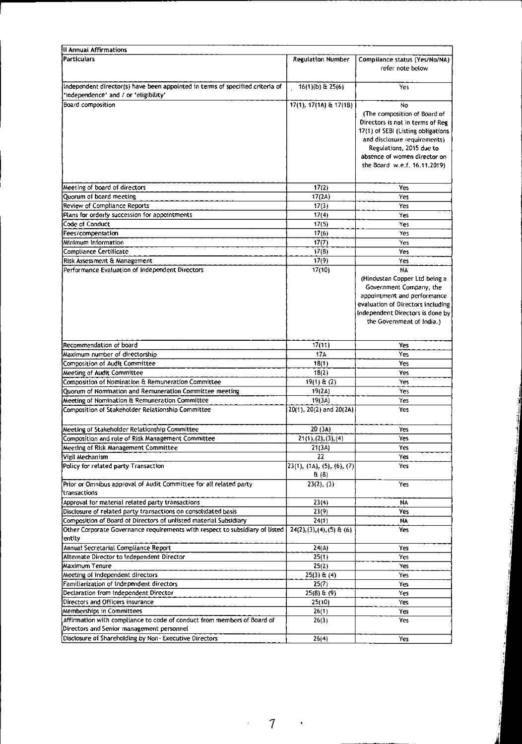| II Annual Affirmations | | |
|---|---|---|
| Particulars | Regulation Number | Compliance status (Yes/No/NA) refer note below |
| Independent director(s) have been appointed in terms of specified criteria of 'independence' and / or 'eligibility' | 16(1)(b) & 25(6) | Yes |
| Board composition | 17(1), 17(1A) & 17(1B) | No (The composition of Board of Directors is not in terms of Reg 17(1) of SEBI (Listing obligations and disclosure requirements) Regulations, 2015 due to absence of women director on the Board w.e.f. 16.11.2019) |
| Meeting of board of directors | 17(2) | Yes |
| Quorum of board meeting | 17(2A) | Yes |
| Review of Compliance Reports | 17(3) | Yes |
| Plans for orderly succession for appointments | 17(4) | Yes |
| Code of Conduct | 17(5) | Yes |
| Fees/compensation | 17(6) | Yes |
| Minimum Information | 17(7) | Yes |
| Compliance Certificate | 17(8) | Yes |
| Risk Assessment & Management | 17(9) | Yes |
| Performance Evaluation of Independent Directors | 17(10) | NA (Hindustan Copper Ltd being a Government Company, the appointment and performance evaluation of Directors including Independent Directors is done by the Government of India.) |
| Recommendation of board | 17(11) | Yes |
| Maximum number of directorship | 17A | Yes |
| Composition of Audit Committee | 18(1) | Yes |
| Meeting of Audit Committee | 18(2) | Yes |
| Composition of Nomination & Remuneration Committee | 19(1) & (2) | Yes |
| Quorum of Nomination and Remuneration Committee meeting | 19(2A) | Yes |
| Meeting of Nomination & Remuneration Committee | 19(3A) | Yes |
| Composition of Stakeholder Relationship Committee | 20(1), 20(2) and 20(2A) | Yes |
| Meeting of Stakeholder Relationship Committee | 20 (3A) | Yes |
| Composition and role of Risk Management Committee | 21(1),(2),(3),(4) | Yes |
| Meeting of Risk Management Committee | 21(3A) | Yes |
| Vigil Mechanism | 22 | Yes |
| Policy for related party Transaction | 23(1), (1A), (5), (6), (7) & (8) | Yes |
| Prior or Omnibus approval of Audit Committee for all related party transactions | 23(2), (3) | Yes |
| Approval for material related party transactions | 23(4) | NA |
| Disclosure of related party transactions on consolidated basis | 23(9) | Yes |
| Composition of Board of Directors of unlisted material Subsidiary | 24(1) | NA |
| Other Corporate Governance requirements with respect to subsidiary of listed entity | 24(2),(3),(4),(5) & (6) | Yes |
| Annual Secretarial Compliance Report | 24(A) | Yes |
| Alternate Director to Independent Director | 25(1) | Yes |
| Maximum Tenure | 25(2) | Yes |
| Meeting of independent directors | 25(3) & (4) | Yes |
| Familiarization of independent directors | 25(7) | Yes |
| Declaration from Independent Director | 25(8) & (9) | Yes |
| Directors and Officers insurance | 25(10) | Yes |
| Memberships in Committees | 26(1) | Yes |
| Affirmation with compliance to code of conduct from members of Board of Directors and Senior management personnel | 26(3) | Yes |
| Disclosure of Shareholding by Non- Executive Directors | 26(4) | Yes |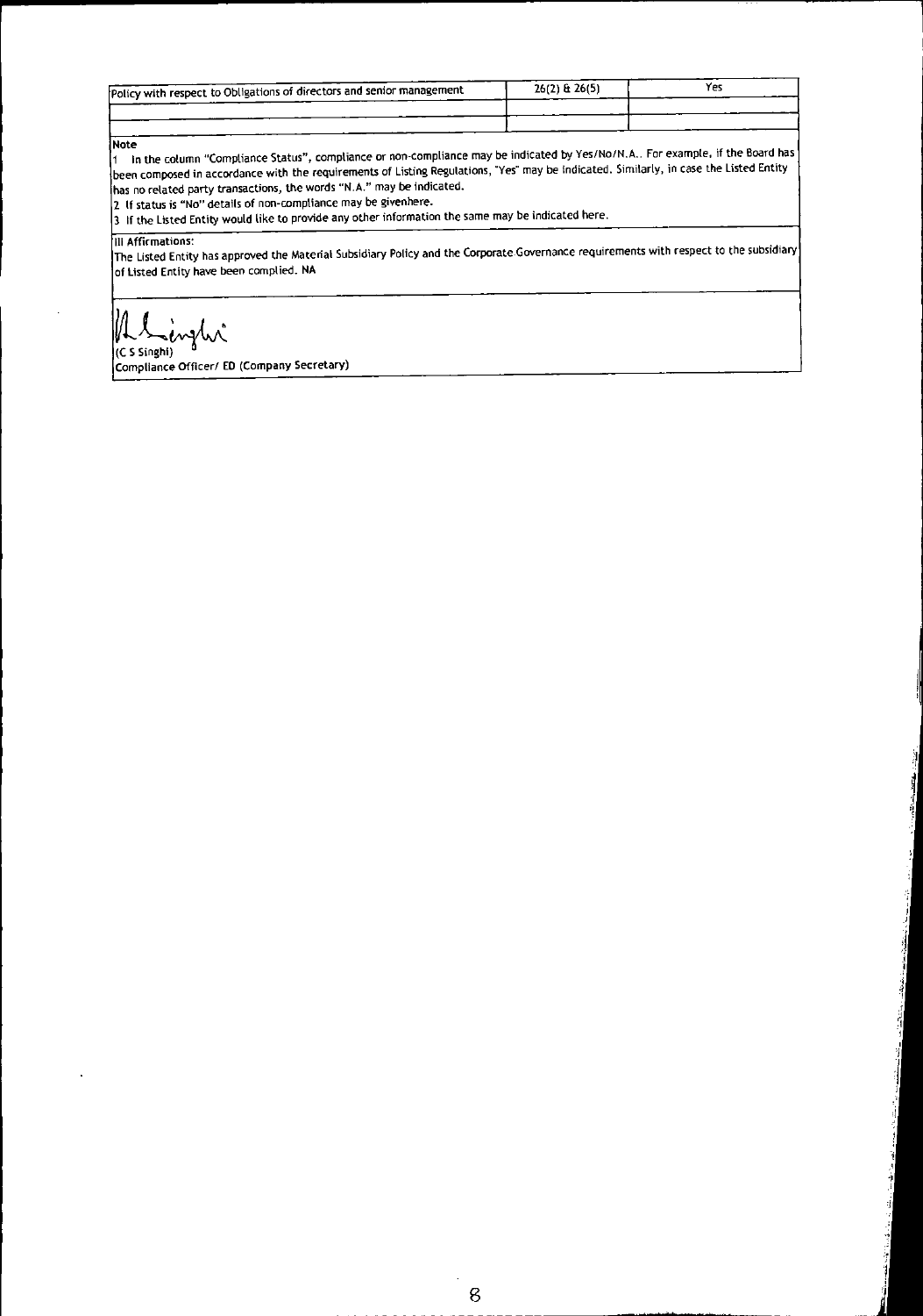| | | |
|---|---|---|
| Policy with respect to Obligations of directors and senior management | 26(2) & 26(5) | Yes |
| | | |
| | | |

**Note**

1 In the column "Compliance Status", compliance or non-compliance may be indicated by Yes/No/N.A.. For example, if the Board has been composed in accordance with the requirements of Listing Regulations, "Yes" may be indicated. Similarly, in case the Listed Entity has no related party transactions, the words "N.A." may be indicated.

2 If status is "No" details of non-compliance may be givenhere.

3 If the Listed Entity would like to provide any other information the same may be indicated here.

**III Affirmations:**

The Listed Entity has approved the Material Subsidiary Policy and the Corporate Governance requirements with respect to the subsidiary of Listed Entity have been complied. NA

(C S Singhi)
Compliance Officer/ ED (Company Secretary)